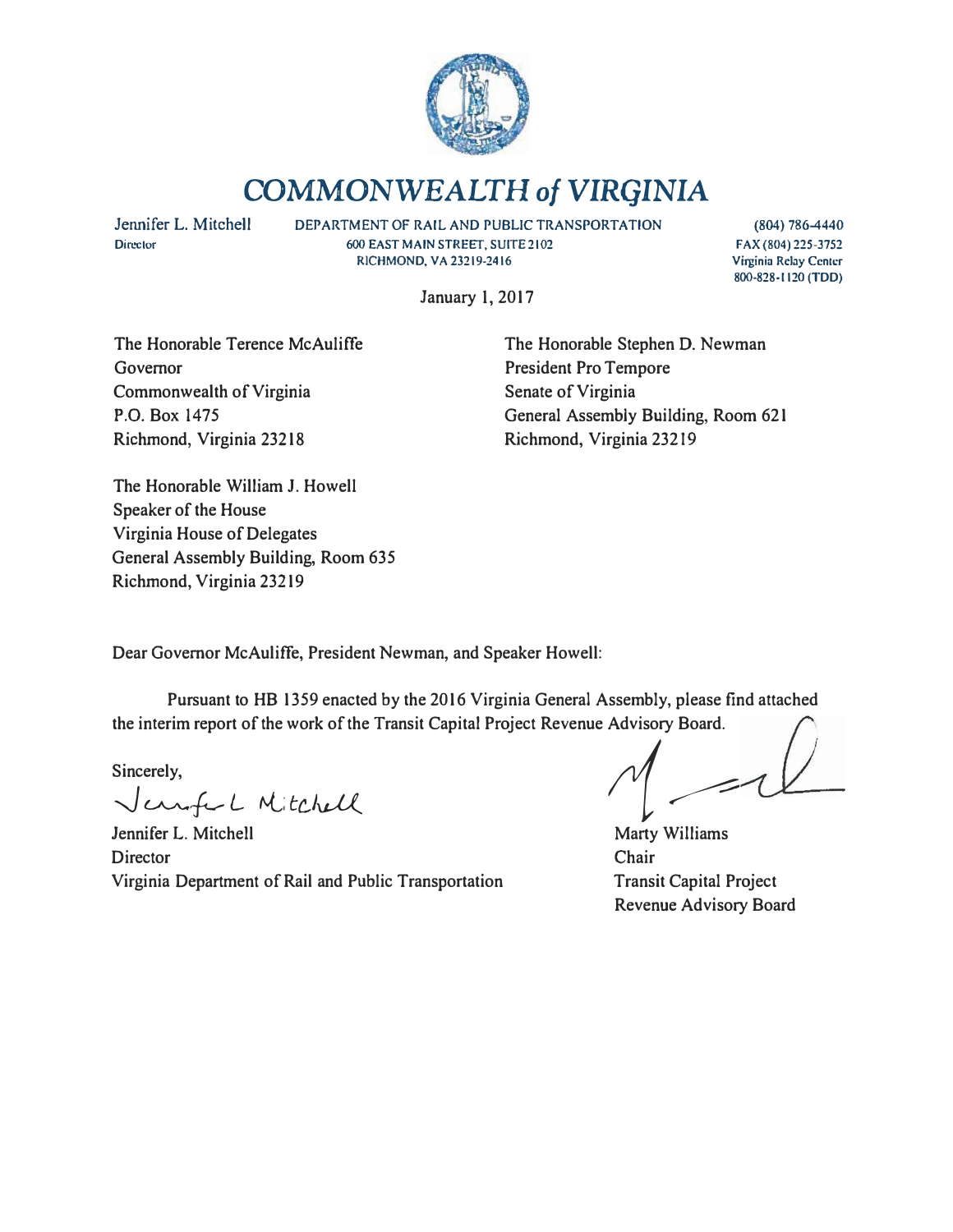# COMMONWEALTH of VIRGINIA

Jennifer L. Mitchell
Director

DEPARTMENT OF RAIL AND PUBLIC TRANSPORTATION
600 EAST MAIN STREET, SUITE 2102
RICHMOND, VA 23219-2416

(804) 786-4440
FAX (804) 225-3752
Virginia Relay Center
800-828-1120 (TDD)

January 1, 2017

The Honorable Terence McAuliffe
Governor
Commonwealth of Virginia
P.O. Box 1475
Richmond, Virginia 23218

The Honorable Stephen D. Newman
President Pro Tempore
Senate of Virginia
General Assembly Building, Room 621
Richmond, Virginia 23219

The Honorable William J. Howell
Speaker of the House
Virginia House of Delegates
General Assembly Building, Room 635
Richmond, Virginia 23219

Dear Governor McAuliffe, President Newman, and Speaker Howell:

Pursuant to HB 1359 enacted by the 2016 Virginia General Assembly, please find attached the interim report of the work of the Transit Capital Project Revenue Advisory Board.

Sincerely,

Jennifer L. Mitchell
Director
Virginia Department of Rail and Public Transportation

Marty Williams
Chair
Transit Capital Project
Revenue Advisory Board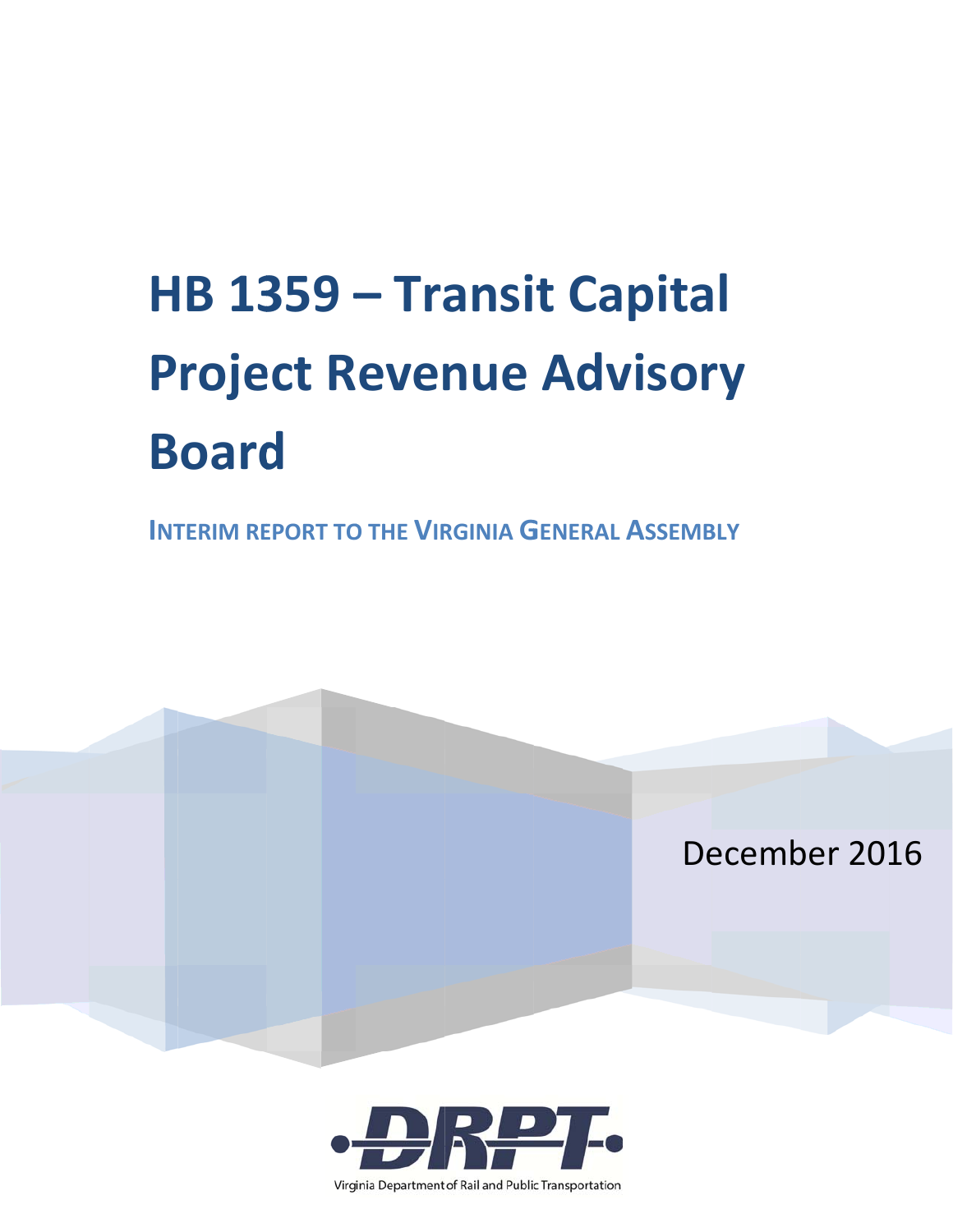# HB 1359 – Transit Capital Project Revenue Advisory Board

**INTERIM REPORT TO THE VIRGINIA GENERAL ASSEMBLY**

December 2016

DRPT

Virginia Department of Rail and Public Transportation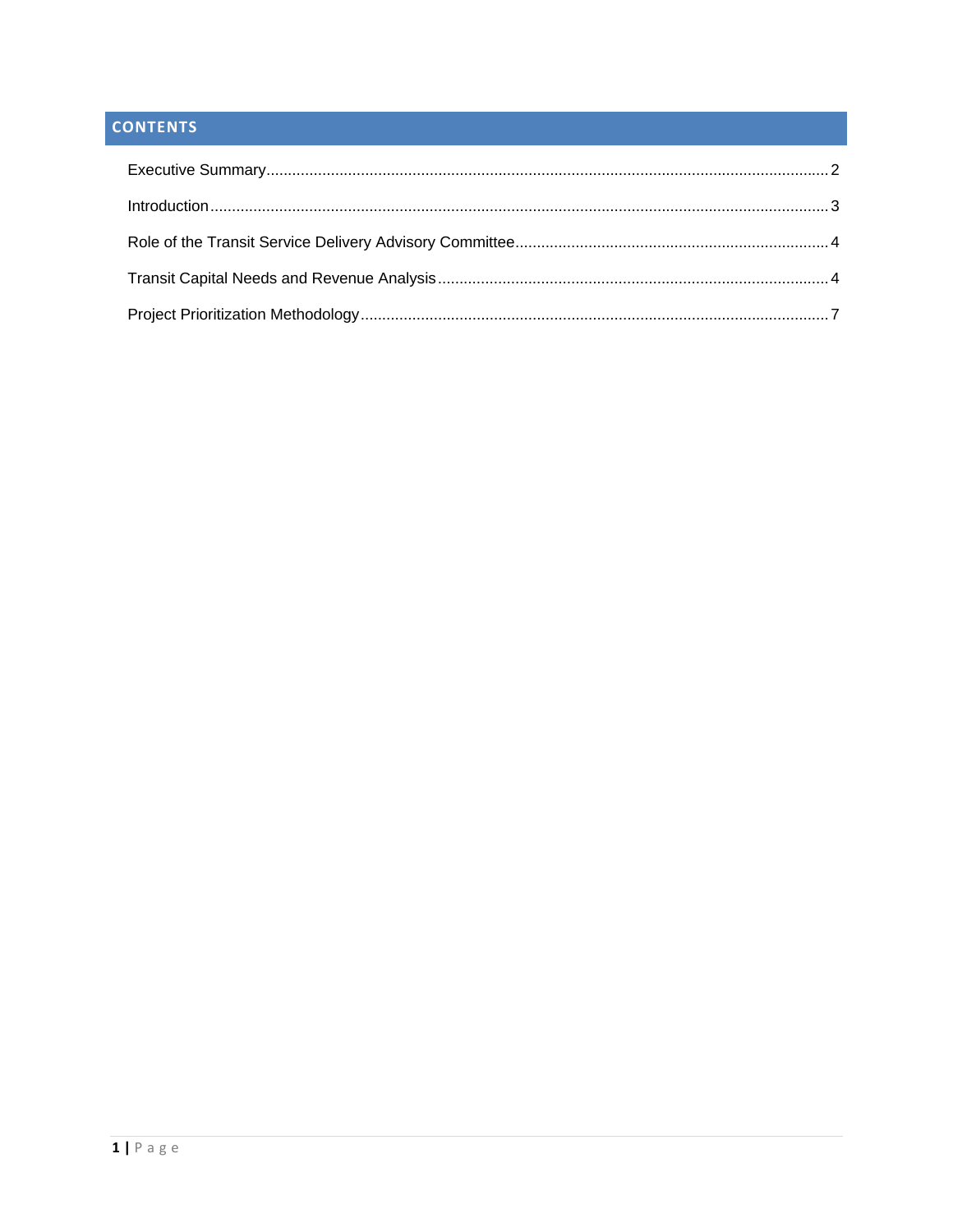## CONTENTS

Executive Summary.................................................................................................................................2

Introduction...........................................................................................................................................3

Role of the Transit Service Delivery Advisory Committee.......................................................................4

Transit Capital Needs and Revenue Analysis..........................................................................................4

Project Prioritization Methodology.........................................................................................................7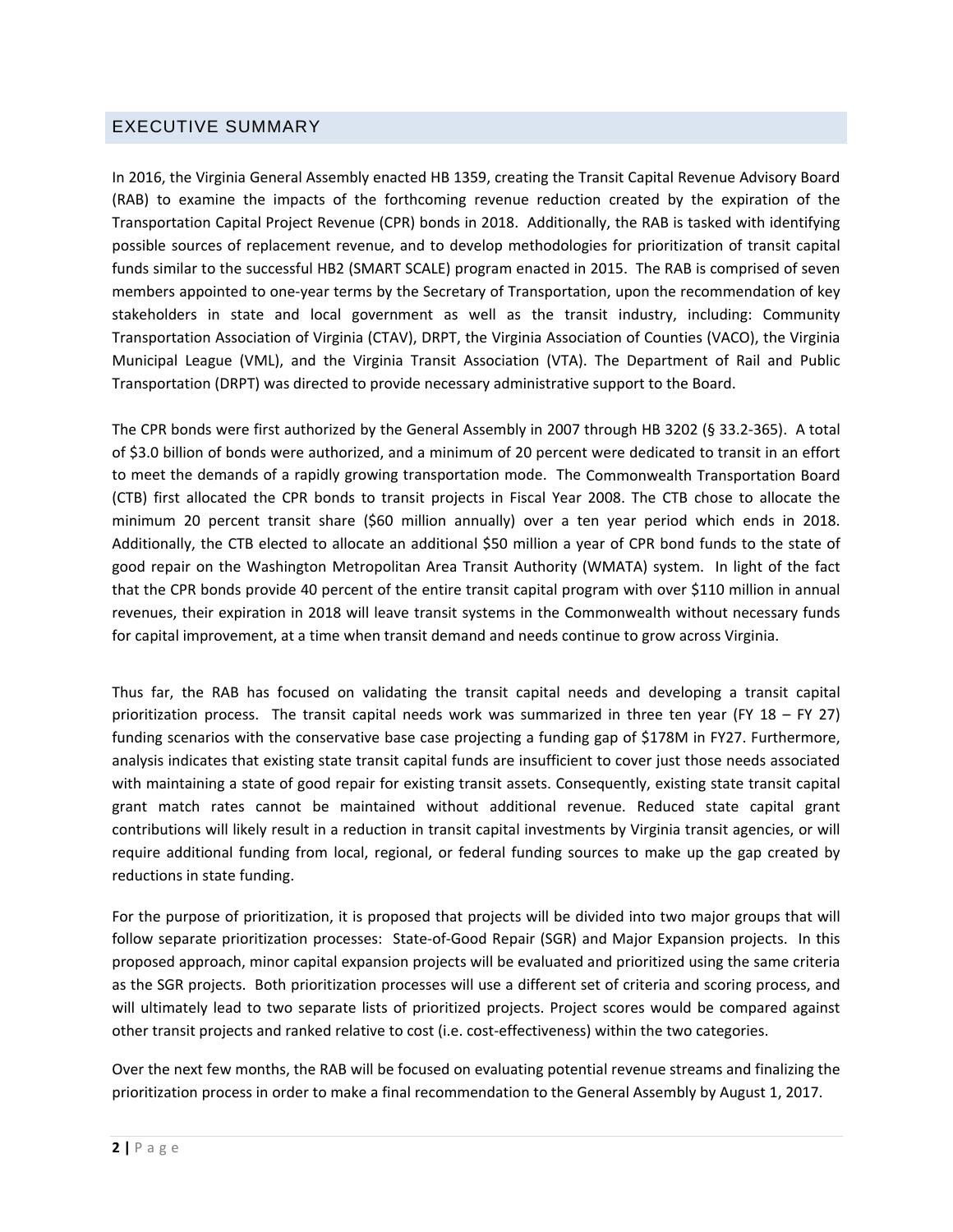## EXECUTIVE SUMMARY

In 2016, the Virginia General Assembly enacted HB 1359, creating the Transit Capital Revenue Advisory Board (RAB) to examine the impacts of the forthcoming revenue reduction created by the expiration of the Transportation Capital Project Revenue (CPR) bonds in 2018. Additionally, the RAB is tasked with identifying possible sources of replacement revenue, and to develop methodologies for prioritization of transit capital funds similar to the successful HB2 (SMART SCALE) program enacted in 2015. The RAB is comprised of seven members appointed to one-year terms by the Secretary of Transportation, upon the recommendation of key stakeholders in state and local government as well as the transit industry, including: Community Transportation Association of Virginia (CTAV), DRPT, the Virginia Association of Counties (VACO), the Virginia Municipal League (VML), and the Virginia Transit Association (VTA). The Department of Rail and Public Transportation (DRPT) was directed to provide necessary administrative support to the Board.

The CPR bonds were first authorized by the General Assembly in 2007 through HB 3202 (§ 33.2-365). A total of $3.0 billion of bonds were authorized, and a minimum of 20 percent were dedicated to transit in an effort to meet the demands of a rapidly growing transportation mode. The Commonwealth Transportation Board (CTB) first allocated the CPR bonds to transit projects in Fiscal Year 2008. The CTB chose to allocate the minimum 20 percent transit share ($60 million annually) over a ten year period which ends in 2018. Additionally, the CTB elected to allocate an additional $50 million a year of CPR bond funds to the state of good repair on the Washington Metropolitan Area Transit Authority (WMATA) system. In light of the fact that the CPR bonds provide 40 percent of the entire transit capital program with over $110 million in annual revenues, their expiration in 2018 will leave transit systems in the Commonwealth without necessary funds for capital improvement, at a time when transit demand and needs continue to grow across Virginia.

Thus far, the RAB has focused on validating the transit capital needs and developing a transit capital prioritization process. The transit capital needs work was summarized in three ten year (FY 18 – FY 27) funding scenarios with the conservative base case projecting a funding gap of $178M in FY27. Furthermore, analysis indicates that existing state transit capital funds are insufficient to cover just those needs associated with maintaining a state of good repair for existing transit assets. Consequently, existing state transit capital grant match rates cannot be maintained without additional revenue. Reduced state capital grant contributions will likely result in a reduction in transit capital investments by Virginia transit agencies, or will require additional funding from local, regional, or federal funding sources to make up the gap created by reductions in state funding.

For the purpose of prioritization, it is proposed that projects will be divided into two major groups that will follow separate prioritization processes: State-of-Good Repair (SGR) and Major Expansion projects. In this proposed approach, minor capital expansion projects will be evaluated and prioritized using the same criteria as the SGR projects. Both prioritization processes will use a different set of criteria and scoring process, and will ultimately lead to two separate lists of prioritized projects. Project scores would be compared against other transit projects and ranked relative to cost (i.e. cost-effectiveness) within the two categories.

Over the next few months, the RAB will be focused on evaluating potential revenue streams and finalizing the prioritization process in order to make a final recommendation to the General Assembly by August 1, 2017.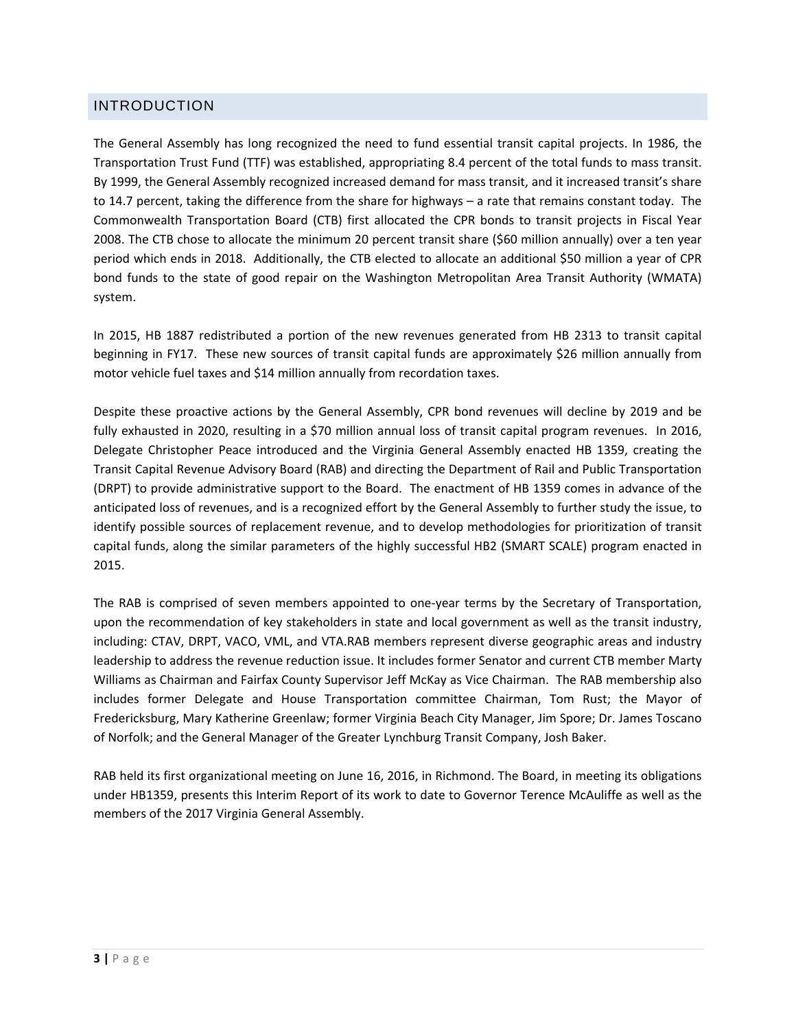## INTRODUCTION

The General Assembly has long recognized the need to fund essential transit capital projects. In 1986, the Transportation Trust Fund (TTF) was established, appropriating 8.4 percent of the total funds to mass transit. By 1999, the General Assembly recognized increased demand for mass transit, and it increased transit's share to 14.7 percent, taking the difference from the share for highways – a rate that remains constant today. The Commonwealth Transportation Board (CTB) first allocated the CPR bonds to transit projects in Fiscal Year 2008. The CTB chose to allocate the minimum 20 percent transit share ($60 million annually) over a ten year period which ends in 2018. Additionally, the CTB elected to allocate an additional $50 million a year of CPR bond funds to the state of good repair on the Washington Metropolitan Area Transit Authority (WMATA) system.

In 2015, HB 1887 redistributed a portion of the new revenues generated from HB 2313 to transit capital beginning in FY17. These new sources of transit capital funds are approximately $26 million annually from motor vehicle fuel taxes and $14 million annually from recordation taxes.

Despite these proactive actions by the General Assembly, CPR bond revenues will decline by 2019 and be fully exhausted in 2020, resulting in a $70 million annual loss of transit capital program revenues. In 2016, Delegate Christopher Peace introduced and the Virginia General Assembly enacted HB 1359, creating the Transit Capital Revenue Advisory Board (RAB) and directing the Department of Rail and Public Transportation (DRPT) to provide administrative support to the Board. The enactment of HB 1359 comes in advance of the anticipated loss of revenues, and is a recognized effort by the General Assembly to further study the issue, to identify possible sources of replacement revenue, and to develop methodologies for prioritization of transit capital funds, along the similar parameters of the highly successful HB2 (SMART SCALE) program enacted in 2015.

The RAB is comprised of seven members appointed to one-year terms by the Secretary of Transportation, upon the recommendation of key stakeholders in state and local government as well as the transit industry, including: CTAV, DRPT, VACO, VML, and VTA.RAB members represent diverse geographic areas and industry leadership to address the revenue reduction issue. It includes former Senator and current CTB member Marty Williams as Chairman and Fairfax County Supervisor Jeff McKay as Vice Chairman. The RAB membership also includes former Delegate and House Transportation committee Chairman, Tom Rust; the Mayor of Fredericksburg, Mary Katherine Greenlaw; former Virginia Beach City Manager, Jim Spore; Dr. James Toscano of Norfolk; and the General Manager of the Greater Lynchburg Transit Company, Josh Baker.

RAB held its first organizational meeting on June 16, 2016, in Richmond. The Board, in meeting its obligations under HB1359, presents this Interim Report of its work to date to Governor Terence McAuliffe as well as the members of the 2017 Virginia General Assembly.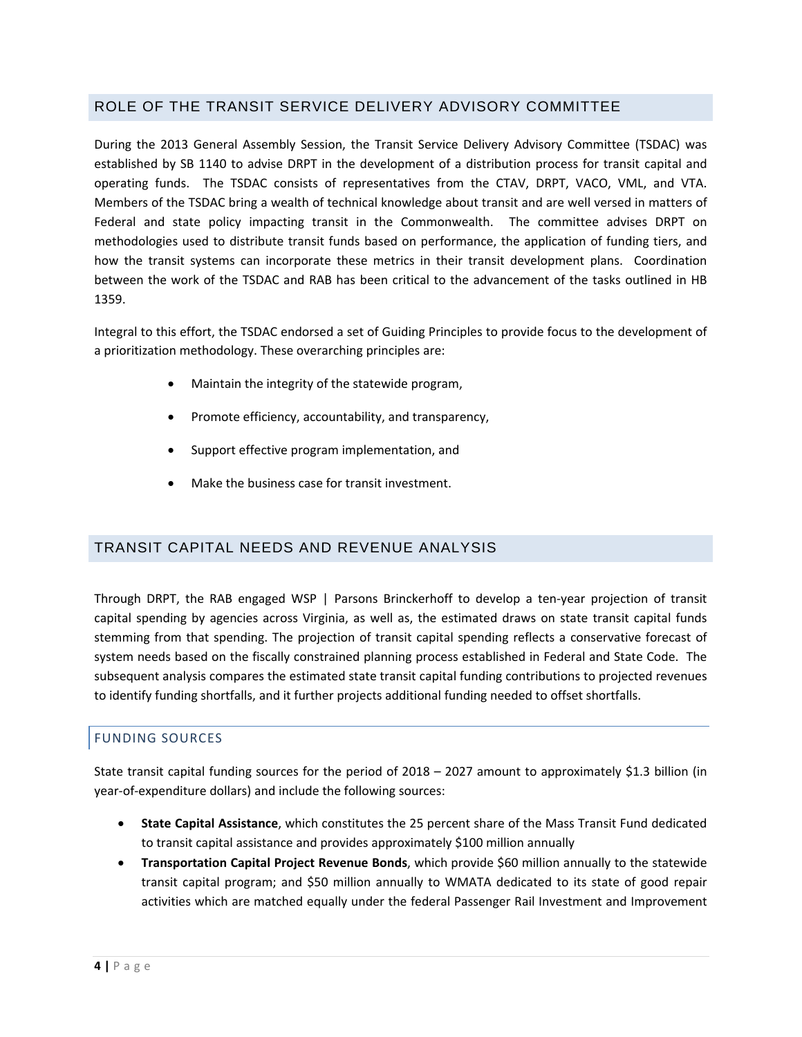## ROLE OF THE TRANSIT SERVICE DELIVERY ADVISORY COMMITTEE

During the 2013 General Assembly Session, the Transit Service Delivery Advisory Committee (TSDAC) was established by SB 1140 to advise DRPT in the development of a distribution process for transit capital and operating funds. The TSDAC consists of representatives from the CTAV, DRPT, VACO, VML, and VTA. Members of the TSDAC bring a wealth of technical knowledge about transit and are well versed in matters of Federal and state policy impacting transit in the Commonwealth. The committee advises DRPT on methodologies used to distribute transit funds based on performance, the application of funding tiers, and how the transit systems can incorporate these metrics in their transit development plans. Coordination between the work of the TSDAC and RAB has been critical to the advancement of the tasks outlined in HB 1359.

Integral to this effort, the TSDAC endorsed a set of Guiding Principles to provide focus to the development of a prioritization methodology. These overarching principles are:

- Maintain the integrity of the statewide program,
- Promote efficiency, accountability, and transparency,
- Support effective program implementation, and
- Make the business case for transit investment.

## TRANSIT CAPITAL NEEDS AND REVENUE ANALYSIS

Through DRPT, the RAB engaged WSP | Parsons Brinckerhoff to develop a ten-year projection of transit capital spending by agencies across Virginia, as well as, the estimated draws on state transit capital funds stemming from that spending. The projection of transit capital spending reflects a conservative forecast of system needs based on the fiscally constrained planning process established in Federal and State Code. The subsequent analysis compares the estimated state transit capital funding contributions to projected revenues to identify funding shortfalls, and it further projects additional funding needed to offset shortfalls.

### FUNDING SOURCES

State transit capital funding sources for the period of 2018 – 2027 amount to approximately $1.3 billion (in year-of-expenditure dollars) and include the following sources:

- **State Capital Assistance**, which constitutes the 25 percent share of the Mass Transit Fund dedicated to transit capital assistance and provides approximately $100 million annually
- **Transportation Capital Project Revenue Bonds**, which provide $60 million annually to the statewide transit capital program; and $50 million annually to WMATA dedicated to its state of good repair activities which are matched equally under the federal Passenger Rail Investment and Improvement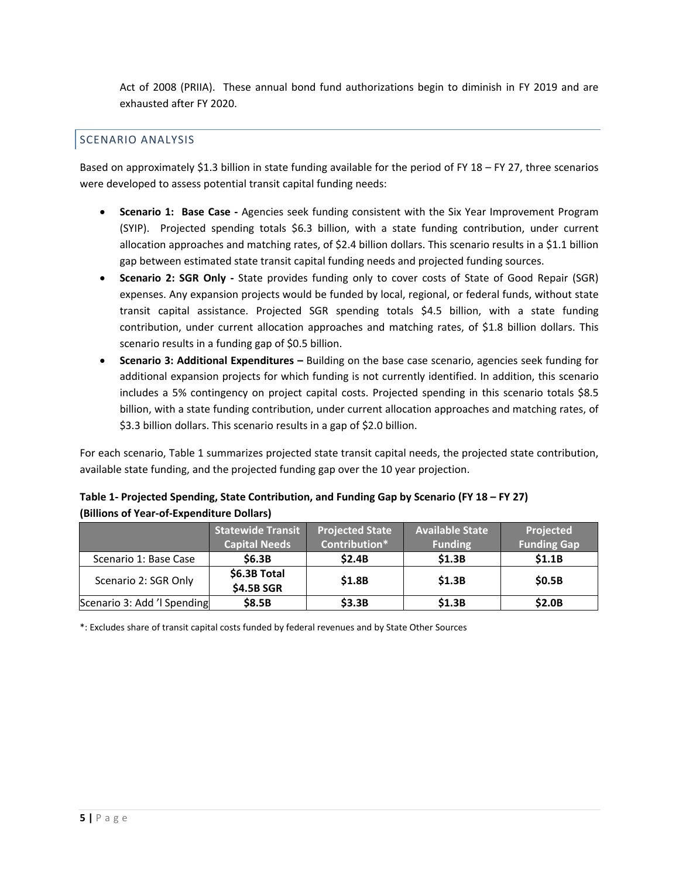Act of 2008 (PRIIA). These annual bond fund authorizations begin to diminish in FY 2019 and are exhausted after FY 2020.

## SCENARIO ANALYSIS

Based on approximately $1.3 billion in state funding available for the period of FY 18 – FY 27, three scenarios were developed to assess potential transit capital funding needs:

- **Scenario 1: Base Case -** Agencies seek funding consistent with the Six Year Improvement Program (SYIP). Projected spending totals $6.3 billion, with a state funding contribution, under current allocation approaches and matching rates, of $2.4 billion dollars. This scenario results in a $1.1 billion gap between estimated state transit capital funding needs and projected funding sources.
- **Scenario 2: SGR Only -** State provides funding only to cover costs of State of Good Repair (SGR) expenses. Any expansion projects would be funded by local, regional, or federal funds, without state transit capital assistance. Projected SGR spending totals $4.5 billion, with a state funding contribution, under current allocation approaches and matching rates, of $1.8 billion dollars. This scenario results in a funding gap of $0.5 billion.
- **Scenario 3: Additional Expenditures –** Building on the base case scenario, agencies seek funding for additional expansion projects for which funding is not currently identified. In addition, this scenario includes a 5% contingency on project capital costs. Projected spending in this scenario totals $8.5 billion, with a state funding contribution, under current allocation approaches and matching rates, of $3.3 billion dollars. This scenario results in a gap of $2.0 billion.

For each scenario, Table 1 summarizes projected state transit capital needs, the projected state contribution, available state funding, and the projected funding gap over the 10 year projection.

**Table 1- Projected Spending, State Contribution, and Funding Gap by Scenario (FY 18 – FY 27) (Billions of Year-of-Expenditure Dollars)**

| | Statewide Transit Capital Needs | Projected State Contribution* | Available State Funding | Projected Funding Gap |
|---|---|---|---|---|
| Scenario 1: Base Case | **$6.3B** | **$2.4B** | **$1.3B** | **$1.1B** |
| Scenario 2: SGR Only | **$6.3B Total $4.5B SGR** | **$1.8B** | **$1.3B** | **$0.5B** |
| Scenario 3: Add 'l Spending | **$8.5B** | **$3.3B** | **$1.3B** | **$2.0B** |

*: Excludes share of transit capital costs funded by federal revenues and by State Other Sources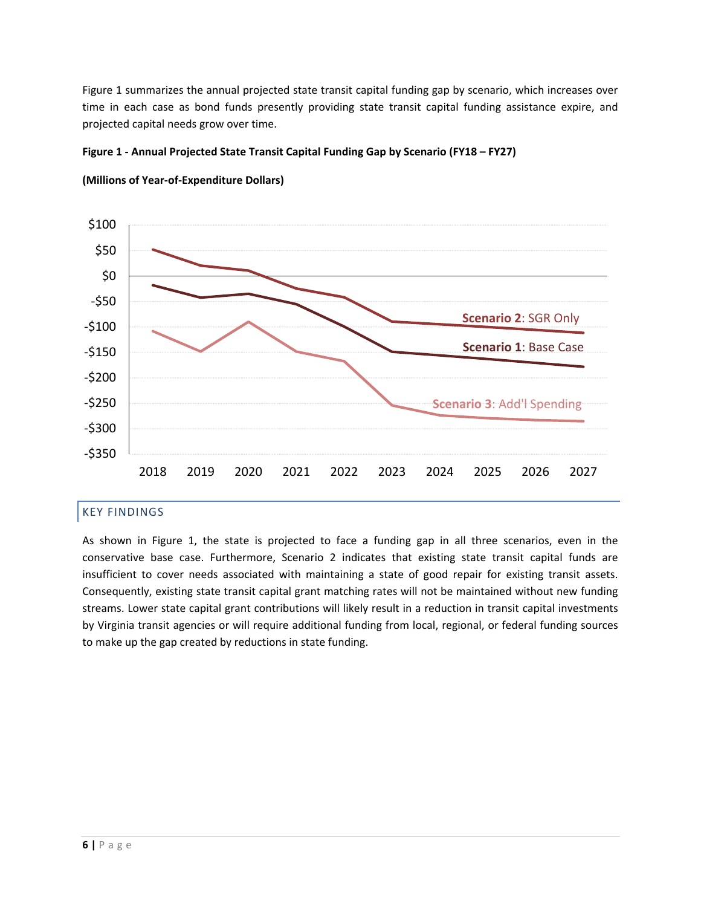Figure 1 summarizes the annual projected state transit capital funding gap by scenario, which increases over time in each case as bond funds presently providing state transit capital funding assistance expire, and projected capital needs grow over time.

**Figure 1 - Annual Projected State Transit Capital Funding Gap by Scenario (FY18 – FY27)**

**(Millions of Year-of-Expenditure Dollars)**

## KEY FINDINGS

As shown in Figure 1, the state is projected to face a funding gap in all three scenarios, even in the conservative base case. Furthermore, Scenario 2 indicates that existing state transit capital funds are insufficient to cover needs associated with maintaining a state of good repair for existing transit assets. Consequently, existing state transit capital grant matching rates will not be maintained without new funding streams. Lower state capital grant contributions will likely result in a reduction in transit capital investments by Virginia transit agencies or will require additional funding from local, regional, or federal funding sources to make up the gap created by reductions in state funding.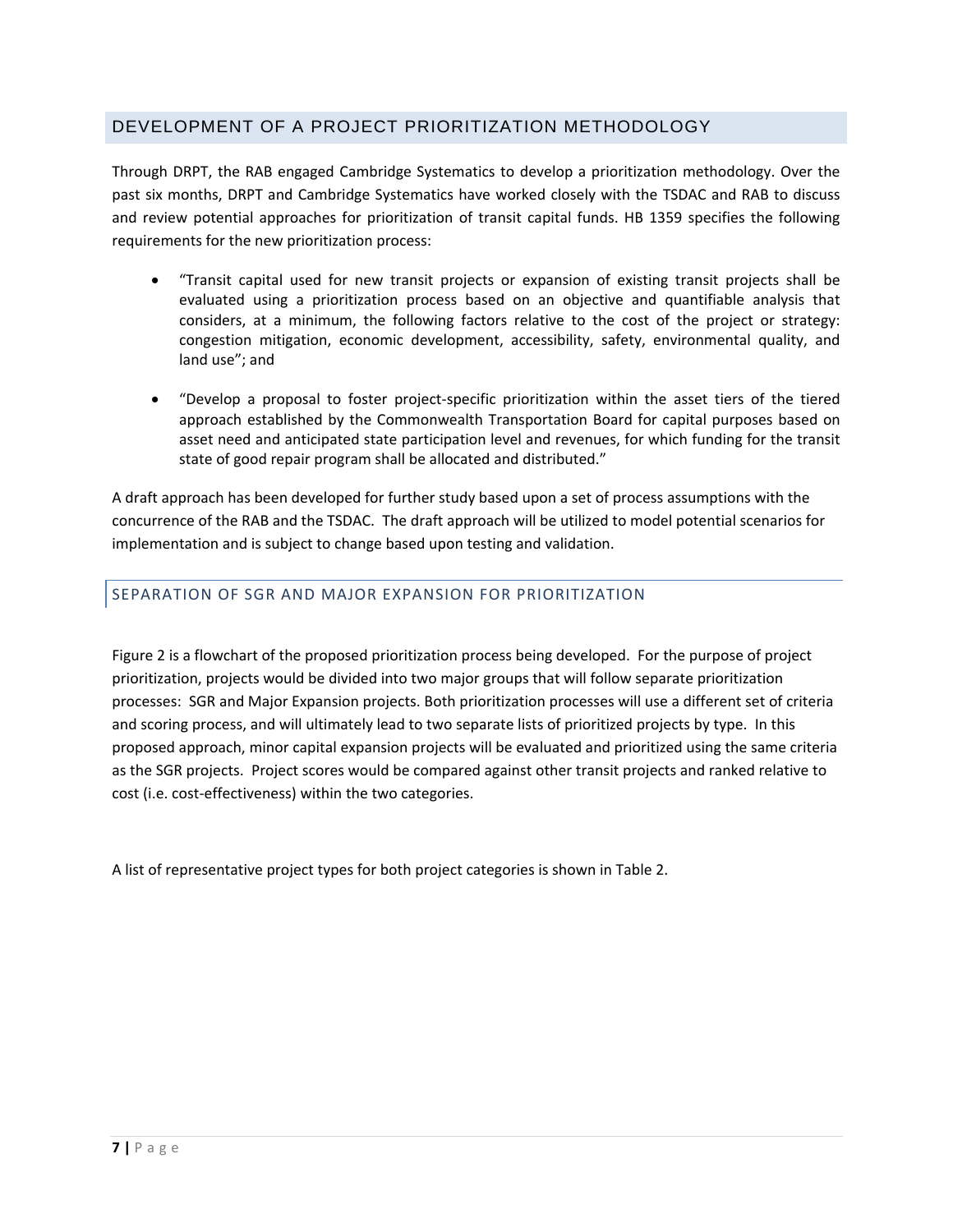## DEVELOPMENT OF A PROJECT PRIORITIZATION METHODOLOGY

Through DRPT, the RAB engaged Cambridge Systematics to develop a prioritization methodology. Over the past six months, DRPT and Cambridge Systematics have worked closely with the TSDAC and RAB to discuss and review potential approaches for prioritization of transit capital funds. HB 1359 specifies the following requirements for the new prioritization process:

- "Transit capital used for new transit projects or expansion of existing transit projects shall be evaluated using a prioritization process based on an objective and quantifiable analysis that considers, at a minimum, the following factors relative to the cost of the project or strategy: congestion mitigation, economic development, accessibility, safety, environmental quality, and land use"; and
- "Develop a proposal to foster project-specific prioritization within the asset tiers of the tiered approach established by the Commonwealth Transportation Board for capital purposes based on asset need and anticipated state participation level and revenues, for which funding for the transit state of good repair program shall be allocated and distributed."

A draft approach has been developed for further study based upon a set of process assumptions with the concurrence of the RAB and the TSDAC. The draft approach will be utilized to model potential scenarios for implementation and is subject to change based upon testing and validation.

### SEPARATION OF SGR AND MAJOR EXPANSION FOR PRIORITIZATION

Figure 2 is a flowchart of the proposed prioritization process being developed. For the purpose of project prioritization, projects would be divided into two major groups that will follow separate prioritization processes: SGR and Major Expansion projects. Both prioritization processes will use a different set of criteria and scoring process, and will ultimately lead to two separate lists of prioritized projects by type. In this proposed approach, minor capital expansion projects will be evaluated and prioritized using the same criteria as the SGR projects. Project scores would be compared against other transit projects and ranked relative to cost (i.e. cost-effectiveness) within the two categories.

A list of representative project types for both project categories is shown in Table 2.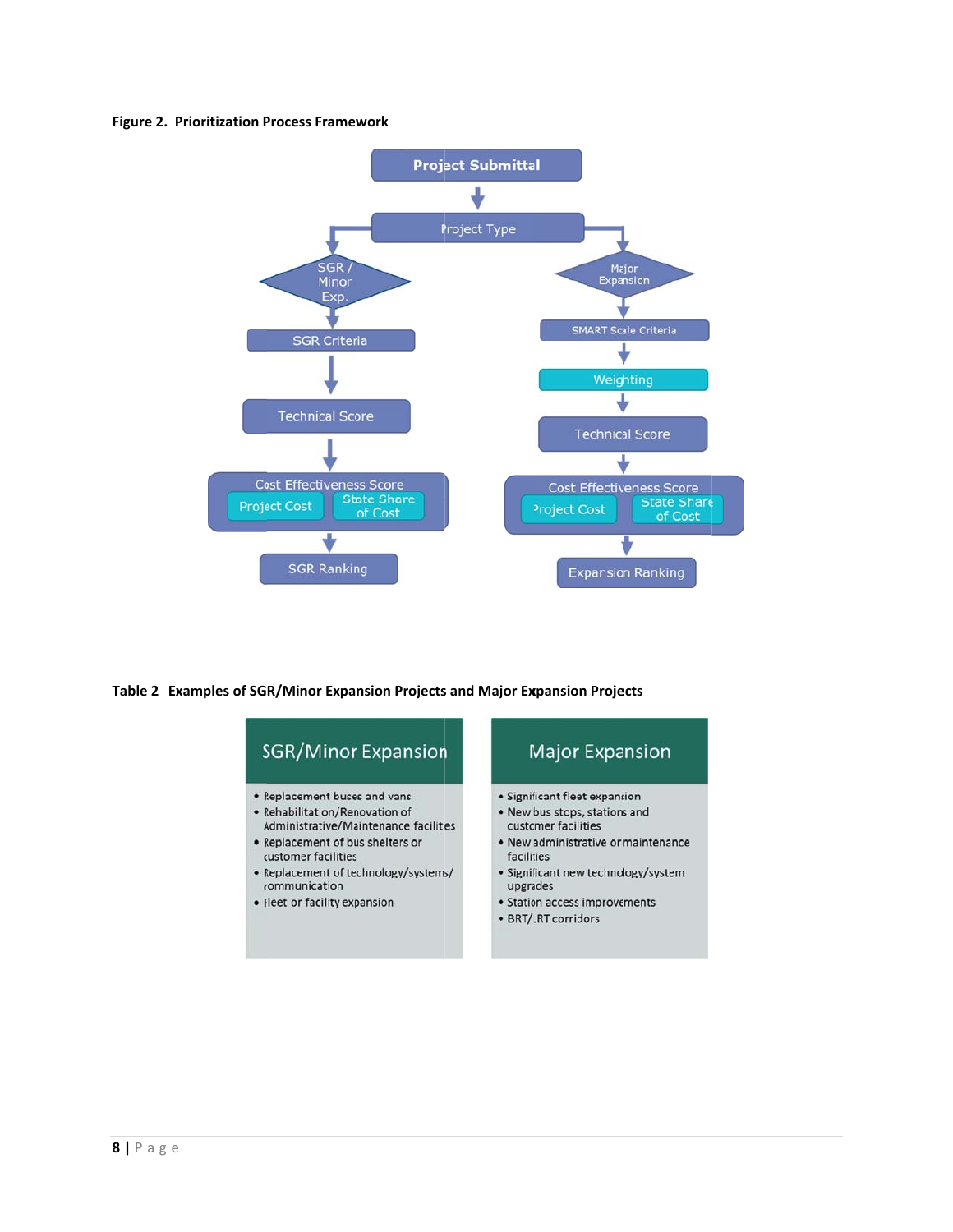**Figure 2. Prioritization Process Framework**

- Project Submittal
  - Project Type
    - SGR / Minor Exp.
      - SGR Criteria
      - Technical Score
      - Cost Effectiveness Score (Project Cost; State Share of Cost)
      - SGR Ranking
    - Major Expansion
      - SMART Scale Criteria
      - Weighting
      - Technical Score
      - Cost Effectiveness Score (Project Cost; State Share of Cost)
      - Expansion Ranking

**Table 2 Examples of SGR/Minor Expansion Projects and Major Expansion Projects**

| SGR/Minor Expansion | Major Expansion |
|---|---|
| • Replacement buses and vans | • Significant fleet expansion |
| • Rehabilitation/Renovation of Administrative/Maintenance facilities | • New bus stops, stations and customer facilities |
| • Replacement of bus shelters or customer facilities | • New administrative or maintenance facilities |
| • Replacement of technology/systems/communication | • Significant new technology/system upgrades |
| • Fleet or facility expansion | • Station access improvements |
| | • BRT/LRT corridors |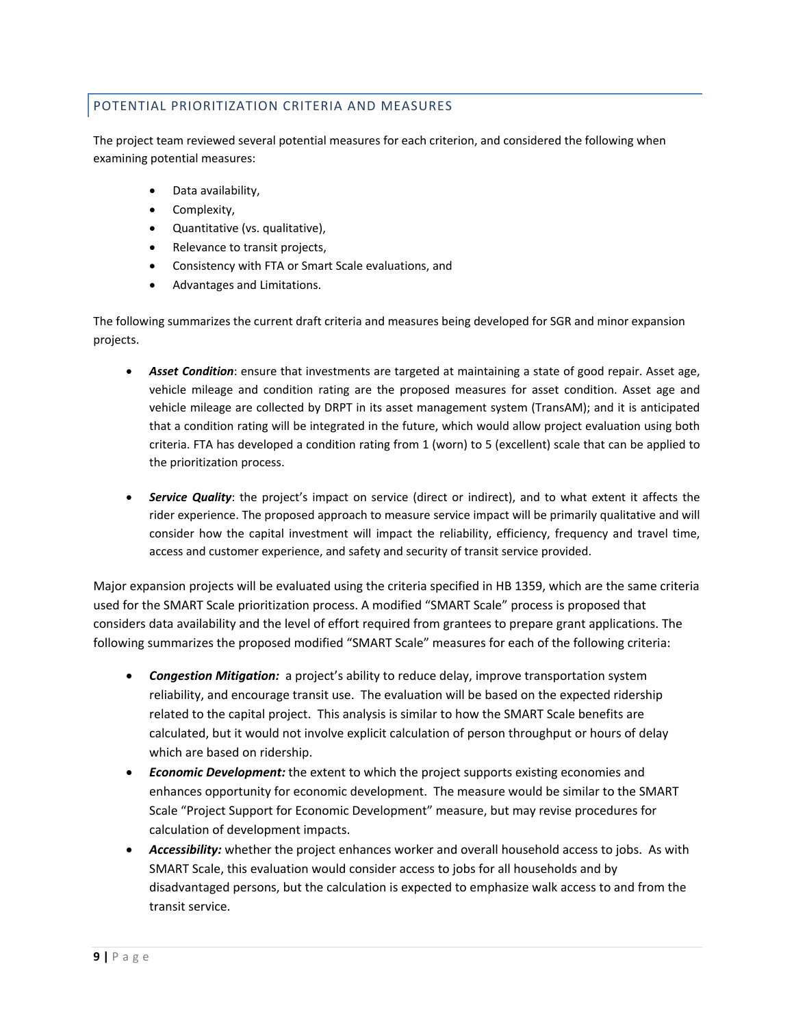## POTENTIAL PRIORITIZATION CRITERIA AND MEASURES

The project team reviewed several potential measures for each criterion, and considered the following when examining potential measures:

- Data availability,
- Complexity,
- Quantitative (vs. qualitative),
- Relevance to transit projects,
- Consistency with FTA or Smart Scale evaluations, and
- Advantages and Limitations.

The following summarizes the current draft criteria and measures being developed for SGR and minor expansion projects.

- ***Asset Condition***: ensure that investments are targeted at maintaining a state of good repair. Asset age, vehicle mileage and condition rating are the proposed measures for asset condition. Asset age and vehicle mileage are collected by DRPT in its asset management system (TransAM); and it is anticipated that a condition rating will be integrated in the future, which would allow project evaluation using both criteria. FTA has developed a condition rating from 1 (worn) to 5 (excellent) scale that can be applied to the prioritization process.

- ***Service Quality***: the project's impact on service (direct or indirect), and to what extent it affects the rider experience. The proposed approach to measure service impact will be primarily qualitative and will consider how the capital investment will impact the reliability, efficiency, frequency and travel time, access and customer experience, and safety and security of transit service provided.

Major expansion projects will be evaluated using the criteria specified in HB 1359, which are the same criteria used for the SMART Scale prioritization process. A modified "SMART Scale" process is proposed that considers data availability and the level of effort required from grantees to prepare grant applications. The following summarizes the proposed modified "SMART Scale" measures for each of the following criteria:

- ***Congestion Mitigation:*** a project's ability to reduce delay, improve transportation system reliability, and encourage transit use. The evaluation will be based on the expected ridership related to the capital project. This analysis is similar to how the SMART Scale benefits are calculated, but it would not involve explicit calculation of person throughput or hours of delay which are based on ridership.
- ***Economic Development:*** the extent to which the project supports existing economies and enhances opportunity for economic development. The measure would be similar to the SMART Scale "Project Support for Economic Development" measure, but may revise procedures for calculation of development impacts.
- ***Accessibility:*** whether the project enhances worker and overall household access to jobs. As with SMART Scale, this evaluation would consider access to jobs for all households and by disadvantaged persons, but the calculation is expected to emphasize walk access to and from the transit service.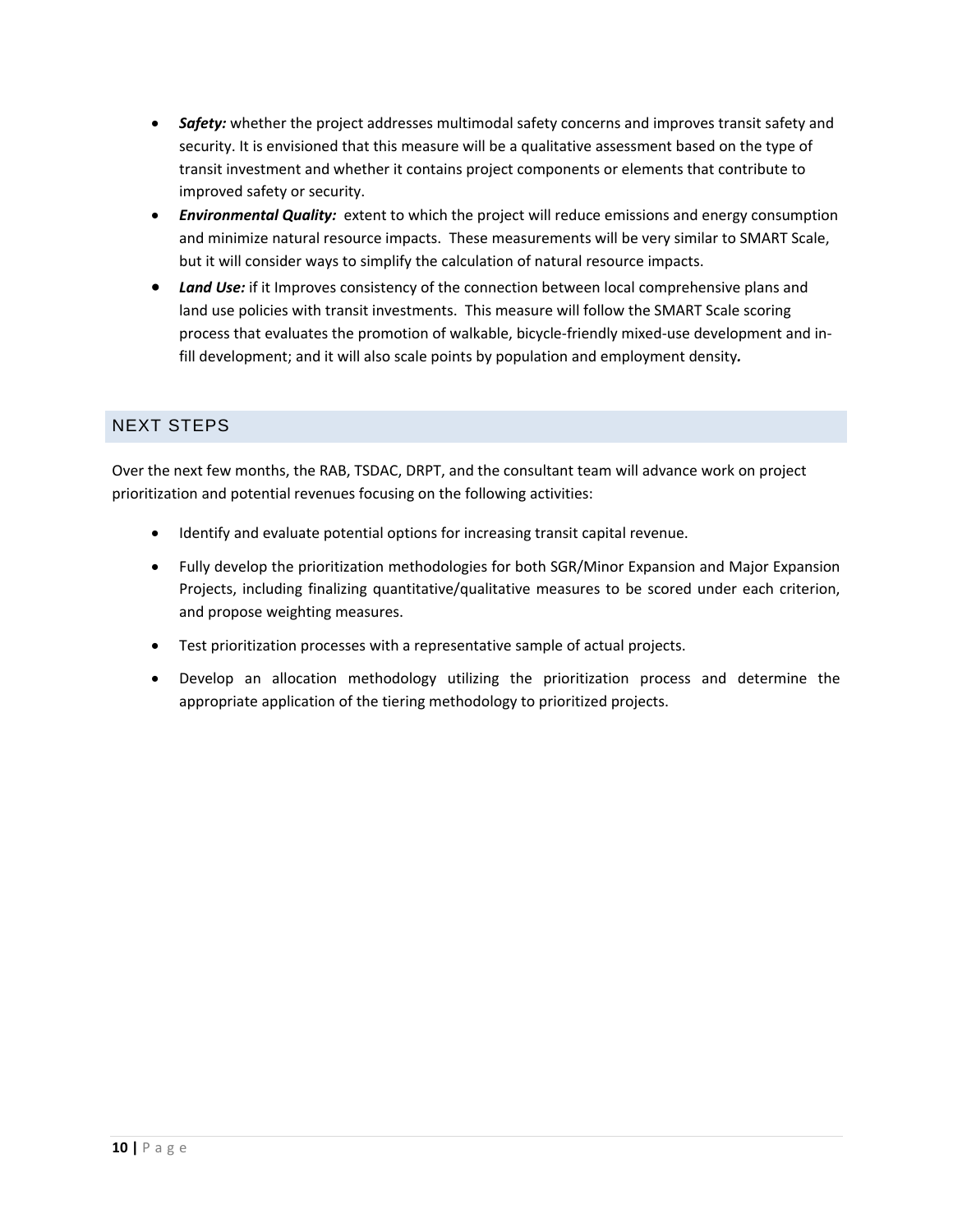- ***Safety:*** whether the project addresses multimodal safety concerns and improves transit safety and security. It is envisioned that this measure will be a qualitative assessment based on the type of transit investment and whether it contains project components or elements that contribute to improved safety or security.
- ***Environmental Quality:*** extent to which the project will reduce emissions and energy consumption and minimize natural resource impacts. These measurements will be very similar to SMART Scale, but it will consider ways to simplify the calculation of natural resource impacts.
- ***Land Use:*** if it Improves consistency of the connection between local comprehensive plans and land use policies with transit investments. This measure will follow the SMART Scale scoring process that evaluates the promotion of walkable, bicycle-friendly mixed-use development and in-fill development; and it will also scale points by population and employment density***.***

## NEXT STEPS

Over the next few months, the RAB, TSDAC, DRPT, and the consultant team will advance work on project prioritization and potential revenues focusing on the following activities:

- Identify and evaluate potential options for increasing transit capital revenue.
- Fully develop the prioritization methodologies for both SGR/Minor Expansion and Major Expansion Projects, including finalizing quantitative/qualitative measures to be scored under each criterion, and propose weighting measures.
- Test prioritization processes with a representative sample of actual projects.
- Develop an allocation methodology utilizing the prioritization process and determine the appropriate application of the tiering methodology to prioritized projects.